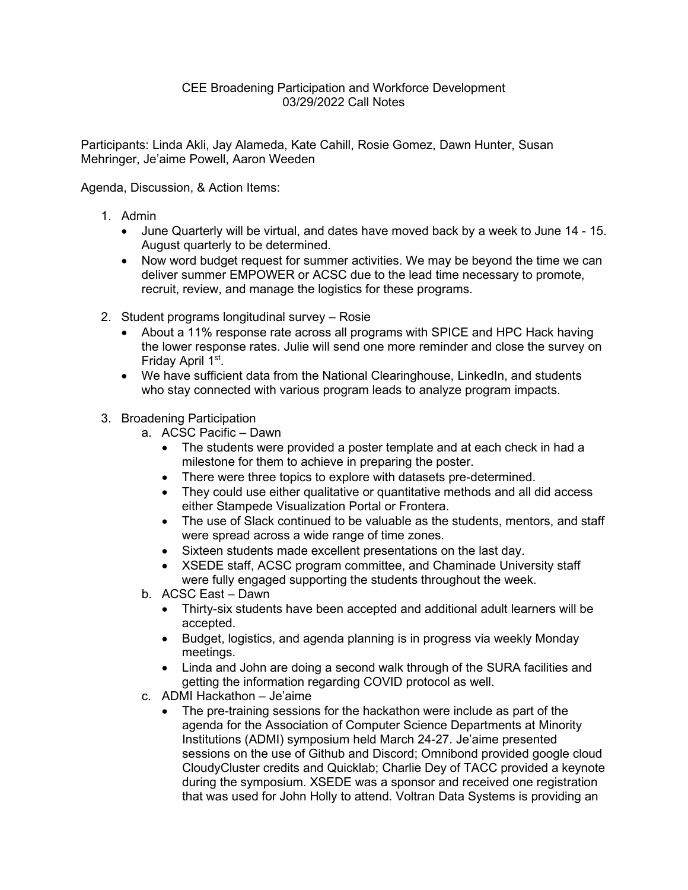CEE Broadening Participation and Workforce Development
03/29/2022 Call Notes

Participants: Linda Akli, Jay Alameda, Kate Cahill, Rosie Gomez, Dawn Hunter, Susan Mehringer, Je'aime Powell, Aaron Weeden

Agenda, Discussion, & Action Items:

1. Admin
   - June Quarterly will be virtual, and dates have moved back by a week to June 14 - 15. August quarterly to be determined.
   - Now word budget request for summer activities. We may be beyond the time we can deliver summer EMPOWER or ACSC due to the lead time necessary to promote, recruit, review, and manage the logistics for these programs.

2. Student programs longitudinal survey – Rosie
   - About a 11% response rate across all programs with SPICE and HPC Hack having the lower response rates. Julie will send one more reminder and close the survey on Friday April 1st.
   - We have sufficient data from the National Clearinghouse, LinkedIn, and students who stay connected with various program leads to analyze program impacts.

3. Broadening Participation
   a. ACSC Pacific – Dawn
      - The students were provided a poster template and at each check in had a milestone for them to achieve in preparing the poster.
      - There were three topics to explore with datasets pre-determined.
      - They could use either qualitative or quantitative methods and all did access either Stampede Visualization Portal or Frontera.
      - The use of Slack continued to be valuable as the students, mentors, and staff were spread across a wide range of time zones.
      - Sixteen students made excellent presentations on the last day.
      - XSEDE staff, ACSC program committee, and Chaminade University staff were fully engaged supporting the students throughout the week.

   b. ACSC East – Dawn
      - Thirty-six students have been accepted and additional adult learners will be accepted.
      - Budget, logistics, and agenda planning is in progress via weekly Monday meetings.
      - Linda and John are doing a second walk through of the SURA facilities and getting the information regarding COVID protocol as well.

   c. ADMI Hackathon – Je'aime
      - The pre-training sessions for the hackathon were include as part of the agenda for the Association of Computer Science Departments at Minority Institutions (ADMI) symposium held March 24-27. Je'aime presented sessions on the use of Github and Discord; Omnibond provided google cloud CloudyCluster credits and Quicklab; Charlie Dey of TACC provided a keynote during the symposium. XSEDE was a sponsor and received one registration that was used for John Holly to attend. Voltran Data Systems is providing an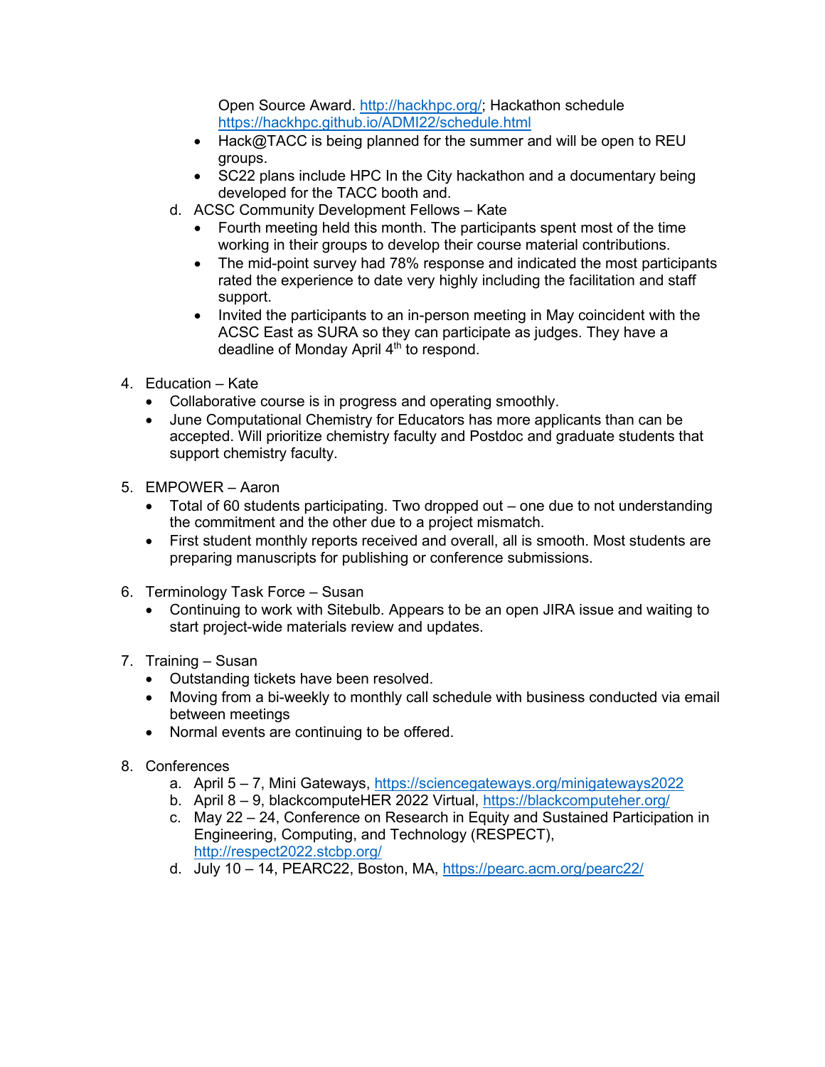Open Source Award. http://hackhpc.org/; Hackathon schedule https://hackhpc.github.io/ADMI22/schedule.html

- Hack@TACC is being planned for the summer and will be open to REU groups.
- SC22 plans include HPC In the City hackathon and a documentary being developed for the TACC booth and.

d. ACSC Community Development Fellows – Kate

- Fourth meeting held this month. The participants spent most of the time working in their groups to develop their course material contributions.
- The mid-point survey had 78% response and indicated the most participants rated the experience to date very highly including the facilitation and staff support.
- Invited the participants to an in-person meeting in May coincident with the ACSC East as SURA so they can participate as judges. They have a deadline of Monday April 4th to respond.

4. Education – Kate
   - Collaborative course is in progress and operating smoothly.
   - June Computational Chemistry for Educators has more applicants than can be accepted. Will prioritize chemistry faculty and Postdoc and graduate students that support chemistry faculty.

5. EMPOWER – Aaron
   - Total of 60 students participating. Two dropped out – one due to not understanding the commitment and the other due to a project mismatch.
   - First student monthly reports received and overall, all is smooth. Most students are preparing manuscripts for publishing or conference submissions.

6. Terminology Task Force – Susan
   - Continuing to work with Sitebulb. Appears to be an open JIRA issue and waiting to start project-wide materials review and updates.

7. Training – Susan
   - Outstanding tickets have been resolved.
   - Moving from a bi-weekly to monthly call schedule with business conducted via email between meetings
   - Normal events are continuing to be offered.

8. Conferences
   a. April 5 – 7, Mini Gateways, https://sciencegateways.org/minigateways2022
   b. April 8 – 9, blackcomputeHER 2022 Virtual, https://blackcomputeher.org/
   c. May 22 – 24, Conference on Research in Equity and Sustained Participation in Engineering, Computing, and Technology (RESPECT), http://respect2022.stcbp.org/
   d. July 10 – 14, PEARC22, Boston, MA, https://pearc.acm.org/pearc22/